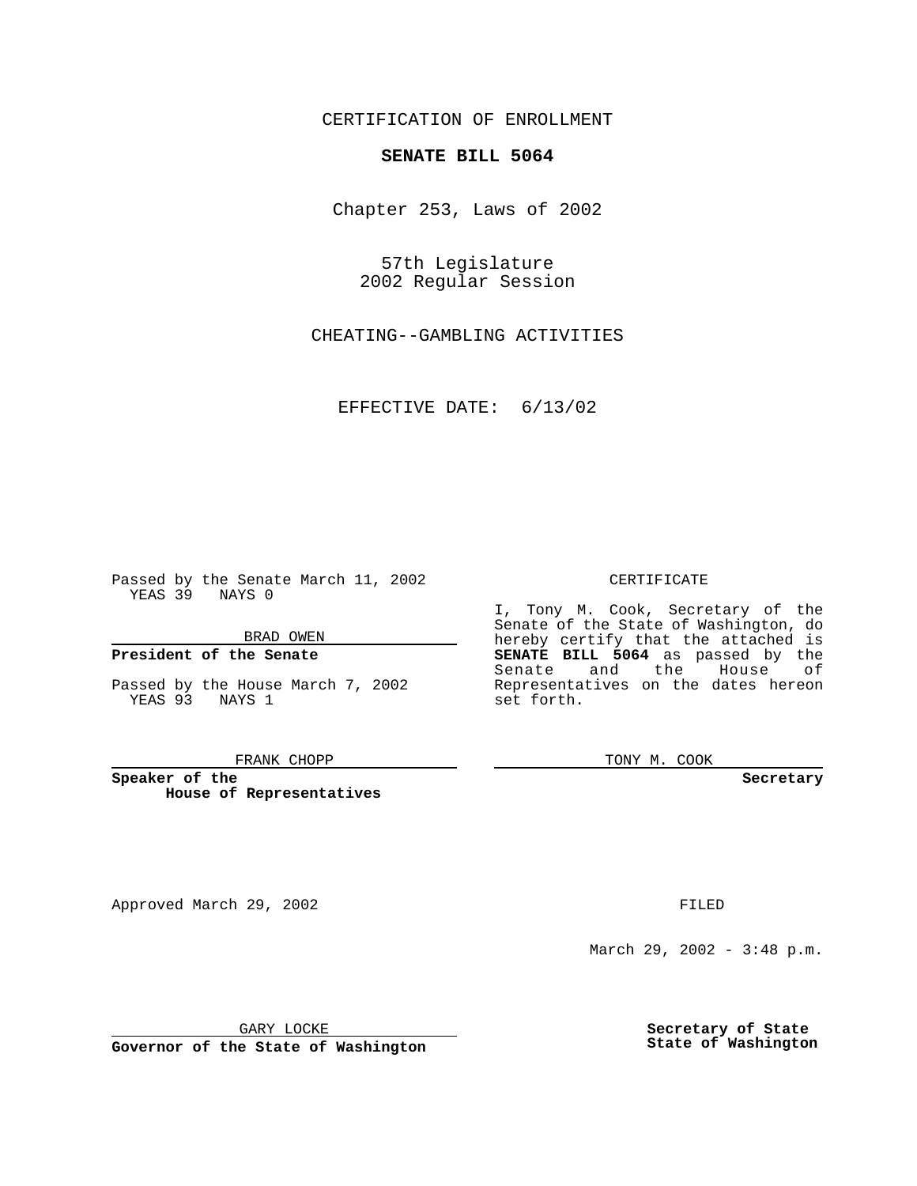CERTIFICATION OF ENROLLMENT

**SENATE BILL 5064**

Chapter 253, Laws of 2002

57th Legislature
2002 Regular Session

CHEATING--GAMBLING ACTIVITIES

EFFECTIVE DATE: 6/13/02

Passed by the Senate March 11, 2002
YEAS 39 NAYS 0

BRAD OWEN

**President of the Senate**

Passed by the House March 7, 2002
YEAS 93 NAYS 1

FRANK CHOPP

**Speaker of the House of Representatives**

CERTIFICATE

I, Tony M. Cook, Secretary of the Senate of the State of Washington, do hereby certify that the attached is **SENATE BILL 5064** as passed by the Senate and the House of Representatives on the dates hereon set forth.

TONY M. COOK

**Secretary**

Approved March 29, 2002

GARY LOCKE

**Governor of the State of Washington**

FILED

March 29, 2002 - 3:48 p.m.

**Secretary of State**
**State of Washington**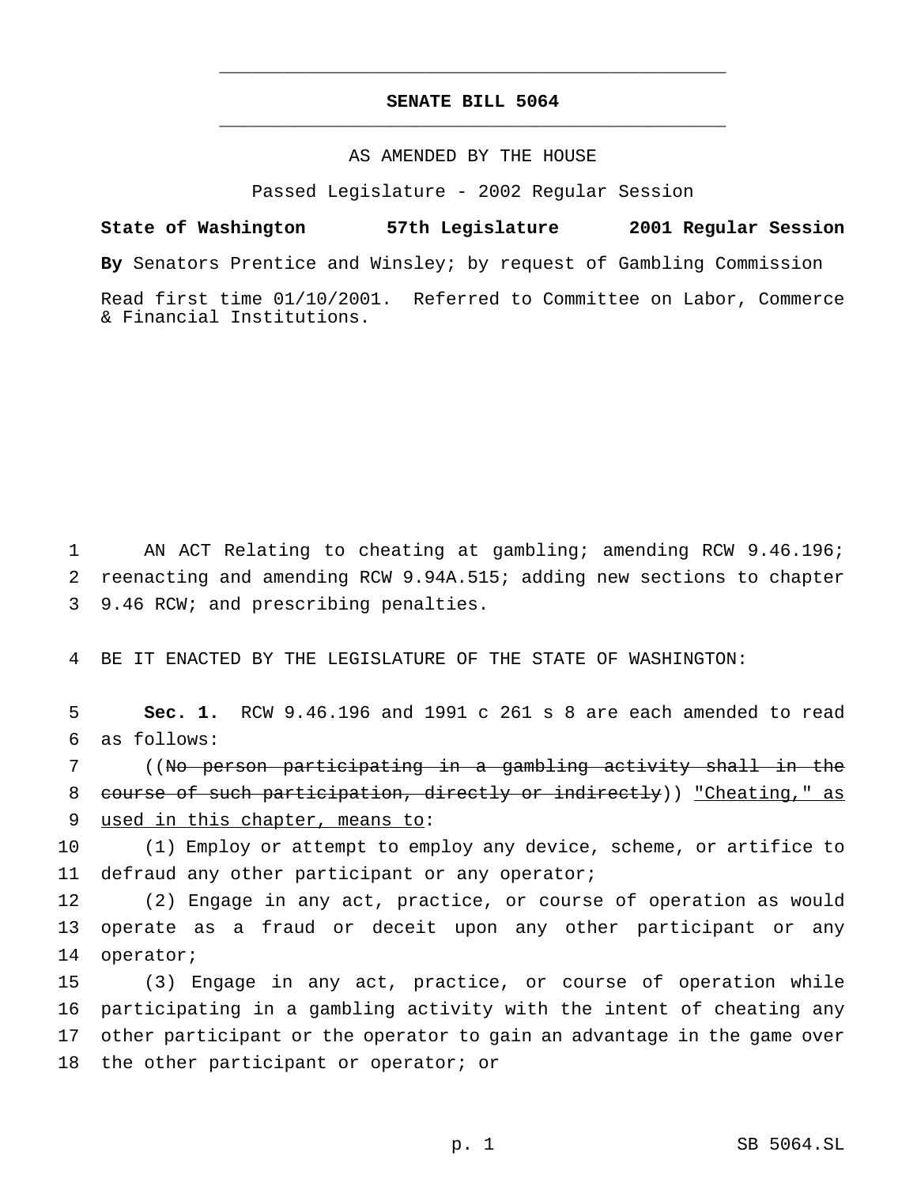**SENATE BILL 5064**

AS AMENDED BY THE HOUSE

Passed Legislature - 2002 Regular Session

**State of Washington 57th Legislature 2001 Regular Session**

**By** Senators Prentice and Winsley; by request of Gambling Commission

Read first time 01/10/2001. Referred to Committee on Labor, Commerce & Financial Institutions.

1 AN ACT Relating to cheating at gambling; amending RCW 9.46.196;
2 reenacting and amending RCW 9.94A.515; adding new sections to chapter
3 9.46 RCW; and prescribing penalties.

4 BE IT ENACTED BY THE LEGISLATURE OF THE STATE OF WASHINGTON:

5 **Sec. 1.** RCW 9.46.196 and 1991 c 261 s 8 are each amended to read
6 as follows:

7 ((~~No person participating in a gambling activity shall in the~~
8 ~~course of such participation, directly or indirectly~~)) <u>"Cheating," as</u>
9 <u>used in this chapter, means to</u>:

10 (1) Employ or attempt to employ any device, scheme, or artifice to
11 defraud any other participant or any operator;

12 (2) Engage in any act, practice, or course of operation as would
13 operate as a fraud or deceit upon any other participant or any
14 operator;

15 (3) Engage in any act, practice, or course of operation while
16 participating in a gambling activity with the intent of cheating any
17 other participant or the operator to gain an advantage in the game over
18 the other participant or operator; or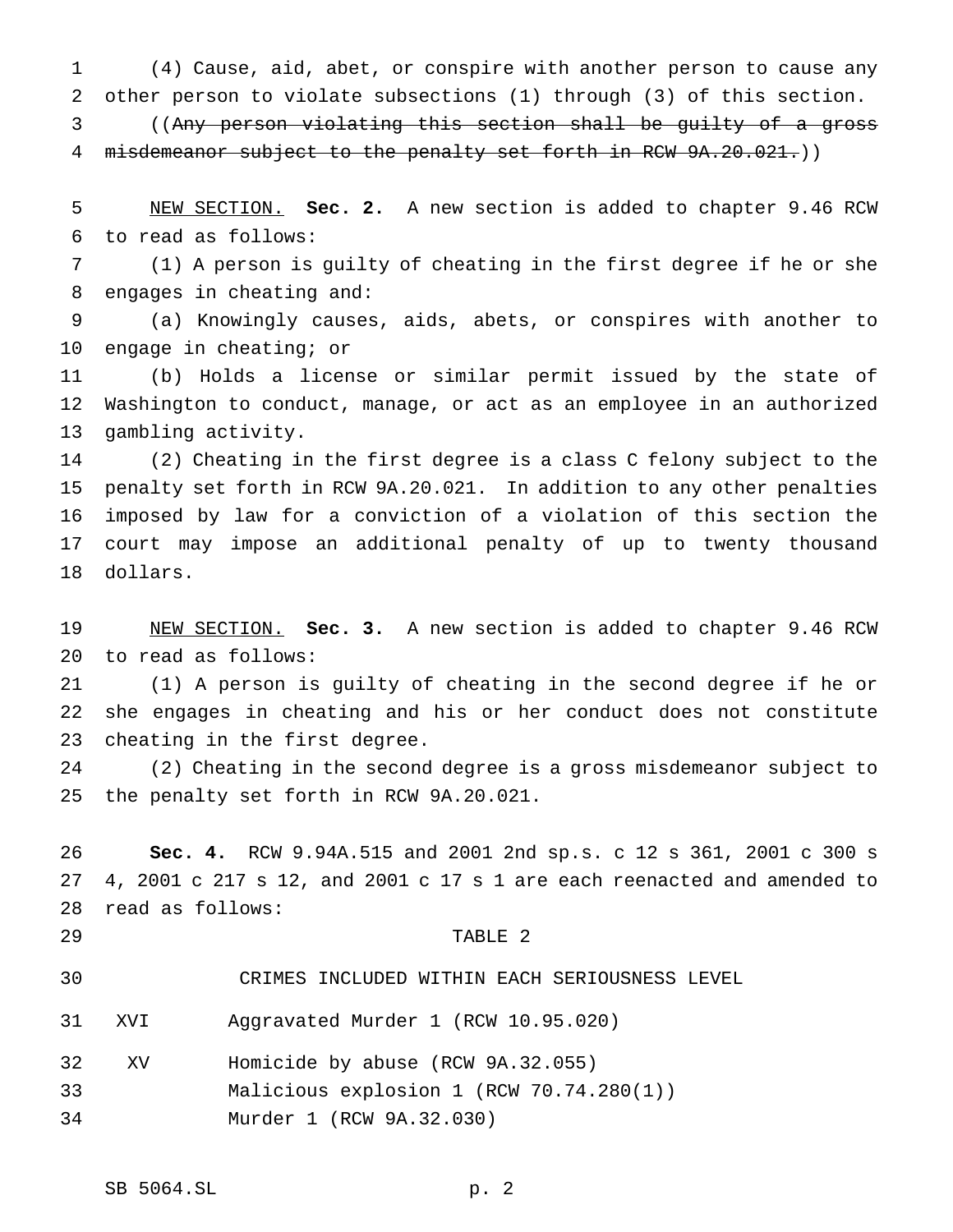(4) Cause, aid, abet, or conspire with another person to cause any other person to violate subsections (1) through (3) of this section.

((~~Any person violating this section shall be guilty of a gross misdemeanor subject to the penalty set forth in RCW 9A.20.021.~~))

NEW SECTION. **Sec. 2.** A new section is added to chapter 9.46 RCW to read as follows:

(1) A person is guilty of cheating in the first degree if he or she engages in cheating and:

(a) Knowingly causes, aids, abets, or conspires with another to engage in cheating; or

(b) Holds a license or similar permit issued by the state of Washington to conduct, manage, or act as an employee in an authorized gambling activity.

(2) Cheating in the first degree is a class C felony subject to the penalty set forth in RCW 9A.20.021. In addition to any other penalties imposed by law for a conviction of a violation of this section the court may impose an additional penalty of up to twenty thousand dollars.

NEW SECTION. **Sec. 3.** A new section is added to chapter 9.46 RCW to read as follows:

(1) A person is guilty of cheating in the second degree if he or she engages in cheating and his or her conduct does not constitute cheating in the first degree.

(2) Cheating in the second degree is a gross misdemeanor subject to the penalty set forth in RCW 9A.20.021.

**Sec. 4.** RCW 9.94A.515 and 2001 2nd sp.s. c 12 s 361, 2001 c 300 s 4, 2001 c 217 s 12, and 2001 c 17 s 1 are each reenacted and amended to read as follows:

TABLE 2

CRIMES INCLUDED WITHIN EACH SERIOUSNESS LEVEL

| | |
|---|---|
| XVI | Aggravated Murder 1 (RCW 10.95.020) |
| XV | Homicide by abuse (RCW 9A.32.055) |
| | Malicious explosion 1 (RCW 70.74.280(1)) |
| | Murder 1 (RCW 9A.32.030) |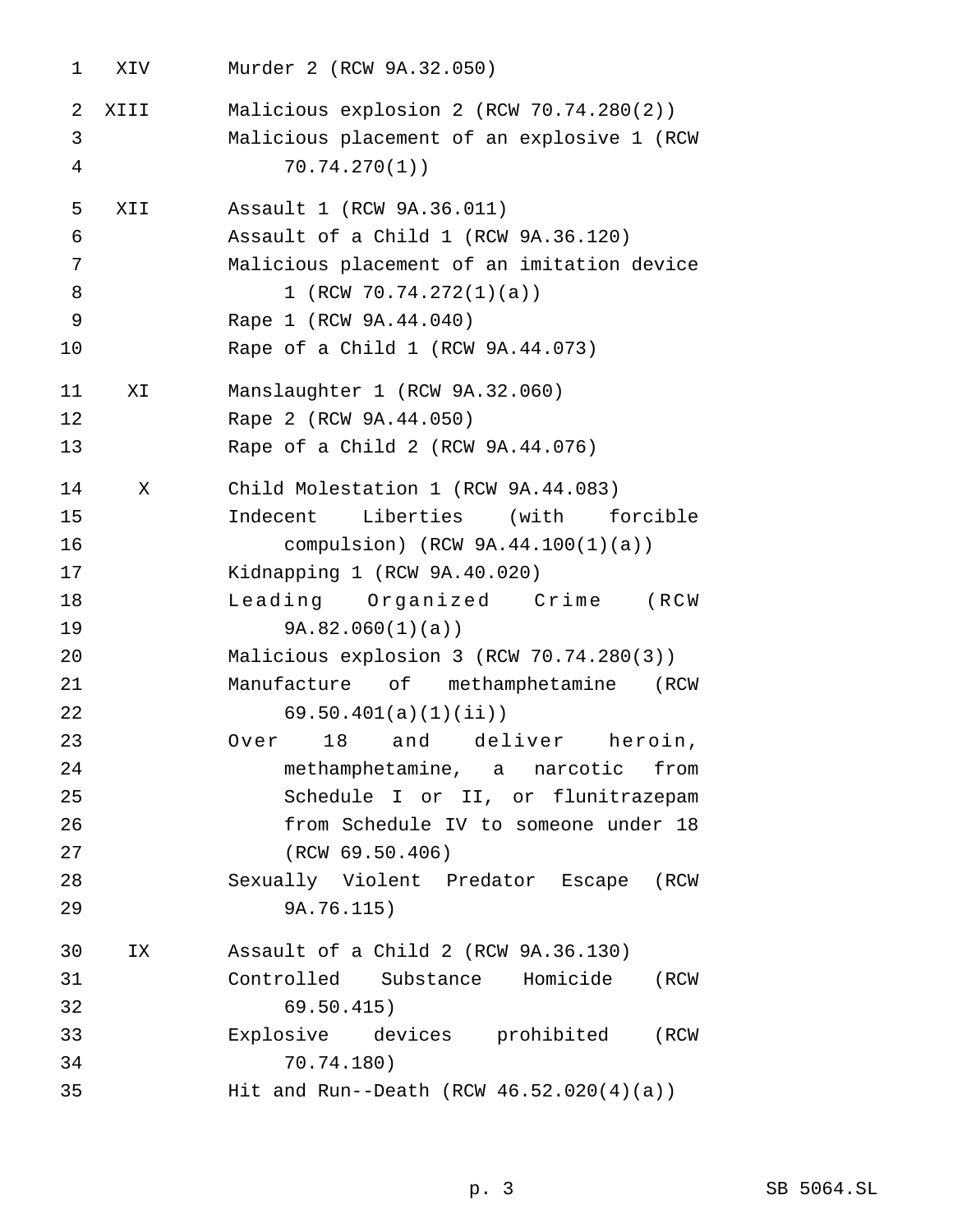| | |
|---|---|
| XIV | Murder 2 (RCW 9A.32.050) |
| XIII | Malicious explosion 2 (RCW 70.74.280(2)) |
| | Malicious placement of an explosive 1 (RCW 70.74.270(1)) |
| XII | Assault 1 (RCW 9A.36.011) |
| | Assault of a Child 1 (RCW 9A.36.120) |
| | Malicious placement of an imitation device 1 (RCW 70.74.272(1)(a)) |
| | Rape 1 (RCW 9A.44.040) |
| | Rape of a Child 1 (RCW 9A.44.073) |
| XI | Manslaughter 1 (RCW 9A.32.060) |
| | Rape 2 (RCW 9A.44.050) |
| | Rape of a Child 2 (RCW 9A.44.076) |
| X | Child Molestation 1 (RCW 9A.44.083) |
| | Indecent Liberties (with forcible compulsion) (RCW 9A.44.100(1)(a)) |
| | Kidnapping 1 (RCW 9A.40.020) |
| | Leading Organized Crime (RCW 9A.82.060(1)(a)) |
| | Malicious explosion 3 (RCW 70.74.280(3)) |
| | Manufacture of methamphetamine (RCW 69.50.401(a)(1)(ii)) |
| | Over 18 and deliver heroin, methamphetamine, a narcotic from Schedule I or II, or flunitrazepam from Schedule IV to someone under 18 (RCW 69.50.406) |
| | Sexually Violent Predator Escape (RCW 9A.76.115) |
| IX | Assault of a Child 2 (RCW 9A.36.130) |
| | Controlled Substance Homicide (RCW 69.50.415) |
| | Explosive devices prohibited (RCW 70.74.180) |
| | Hit and Run--Death (RCW 46.52.020(4)(a)) |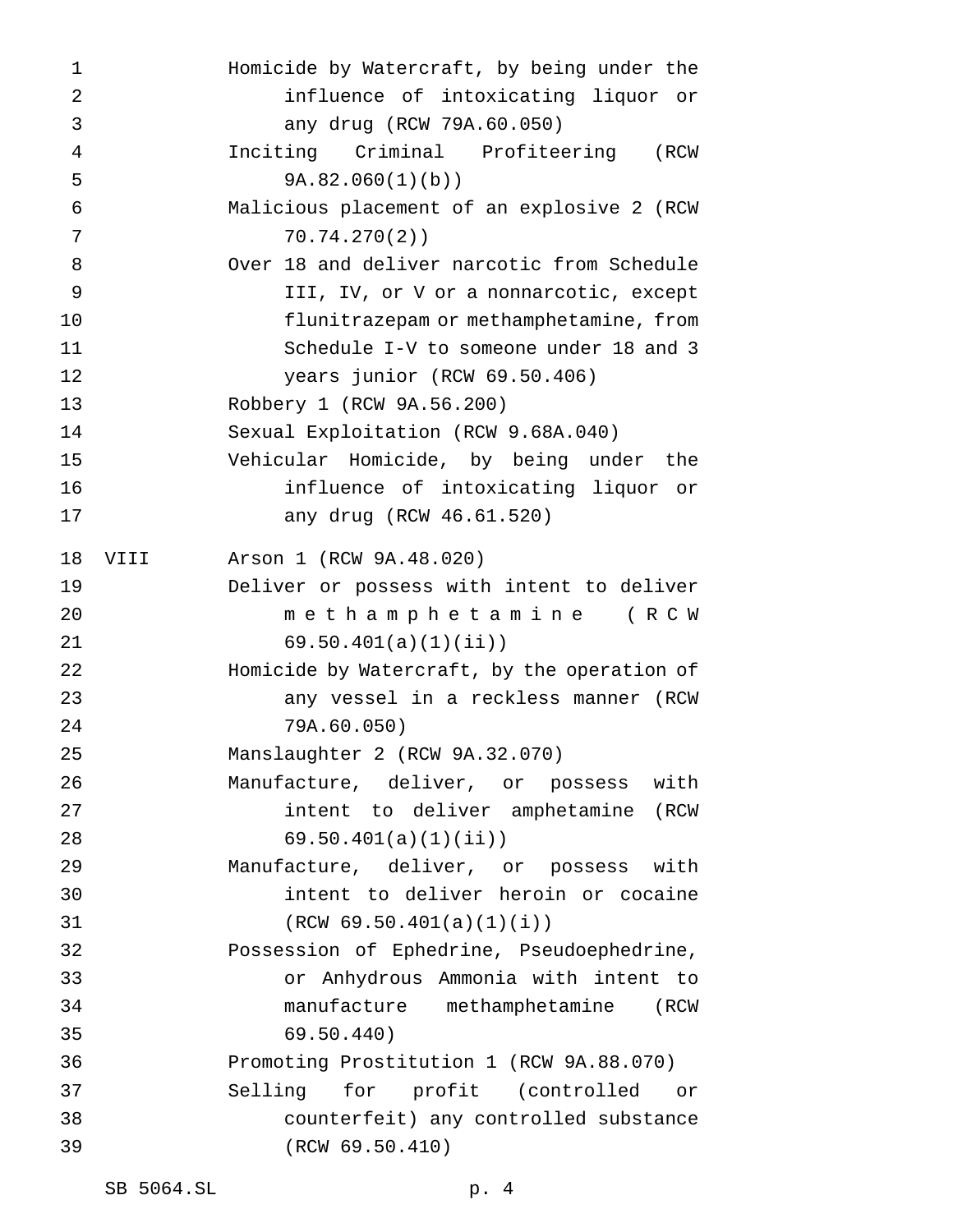Homicide by Watercraft, by being under the influence of intoxicating liquor or any drug (RCW 79A.60.050)

Inciting Criminal Profiteering (RCW 9A.82.060(1)(b))

Malicious placement of an explosive 2 (RCW 70.74.270(2))

Over 18 and deliver narcotic from Schedule III, IV, or V or a nonnarcotic, except flunitrazepam or methamphetamine, from Schedule I-V to someone under 18 and 3 years junior (RCW 69.50.406)

Robbery 1 (RCW 9A.56.200)

Sexual Exploitation (RCW 9.68A.040)

Vehicular Homicide, by being under the influence of intoxicating liquor or any drug (RCW 46.61.520)

VIII Arson 1 (RCW 9A.48.020)

Deliver or possess with intent to deliver methamphetamine (RCW 69.50.401(a)(1)(ii))

Homicide by Watercraft, by the operation of any vessel in a reckless manner (RCW 79A.60.050)

Manslaughter 2 (RCW 9A.32.070)

Manufacture, deliver, or possess with intent to deliver amphetamine (RCW 69.50.401(a)(1)(ii))

Manufacture, deliver, or possess with intent to deliver heroin or cocaine (RCW 69.50.401(a)(1)(i))

Possession of Ephedrine, Pseudoephedrine, or Anhydrous Ammonia with intent to manufacture methamphetamine (RCW 69.50.440)

Promoting Prostitution 1 (RCW 9A.88.070)

Selling for profit (controlled or counterfeit) any controlled substance (RCW 69.50.410)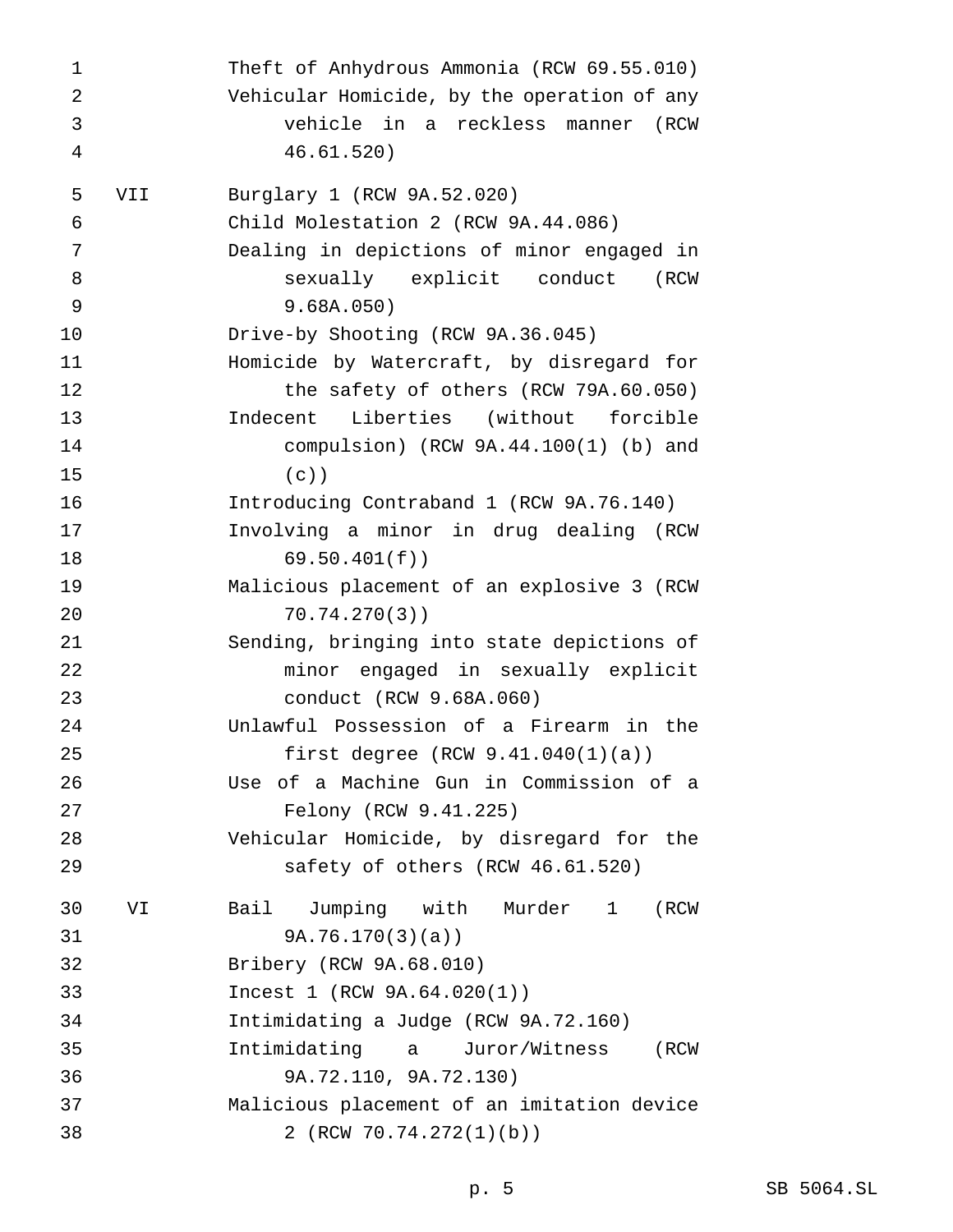| | |
|---|---|
| | Theft of Anhydrous Ammonia (RCW 69.55.010) |
| | Vehicular Homicide, by the operation of any vehicle in a reckless manner (RCW 46.61.520) |
| VII | Burglary 1 (RCW 9A.52.020) |
| | Child Molestation 2 (RCW 9A.44.086) |
| | Dealing in depictions of minor engaged in sexually explicit conduct (RCW 9.68A.050) |
| | Drive-by Shooting (RCW 9A.36.045) |
| | Homicide by Watercraft, by disregard for the safety of others (RCW 79A.60.050) |
| | Indecent Liberties (without forcible compulsion) (RCW 9A.44.100(1) (b) and (c)) |
| | Introducing Contraband 1 (RCW 9A.76.140) |
| | Involving a minor in drug dealing (RCW 69.50.401(f)) |
| | Malicious placement of an explosive 3 (RCW 70.74.270(3)) |
| | Sending, bringing into state depictions of minor engaged in sexually explicit conduct (RCW 9.68A.060) |
| | Unlawful Possession of a Firearm in the first degree (RCW 9.41.040(1)(a)) |
| | Use of a Machine Gun in Commission of a Felony (RCW 9.41.225) |
| | Vehicular Homicide, by disregard for the safety of others (RCW 46.61.520) |
| VI | Bail Jumping with Murder 1 (RCW 9A.76.170(3)(a)) |
| | Bribery (RCW 9A.68.010) |
| | Incest 1 (RCW 9A.64.020(1)) |
| | Intimidating a Judge (RCW 9A.72.160) |
| | Intimidating a Juror/Witness (RCW 9A.72.110, 9A.72.130) |
| | Malicious placement of an imitation device 2 (RCW 70.74.272(1)(b)) |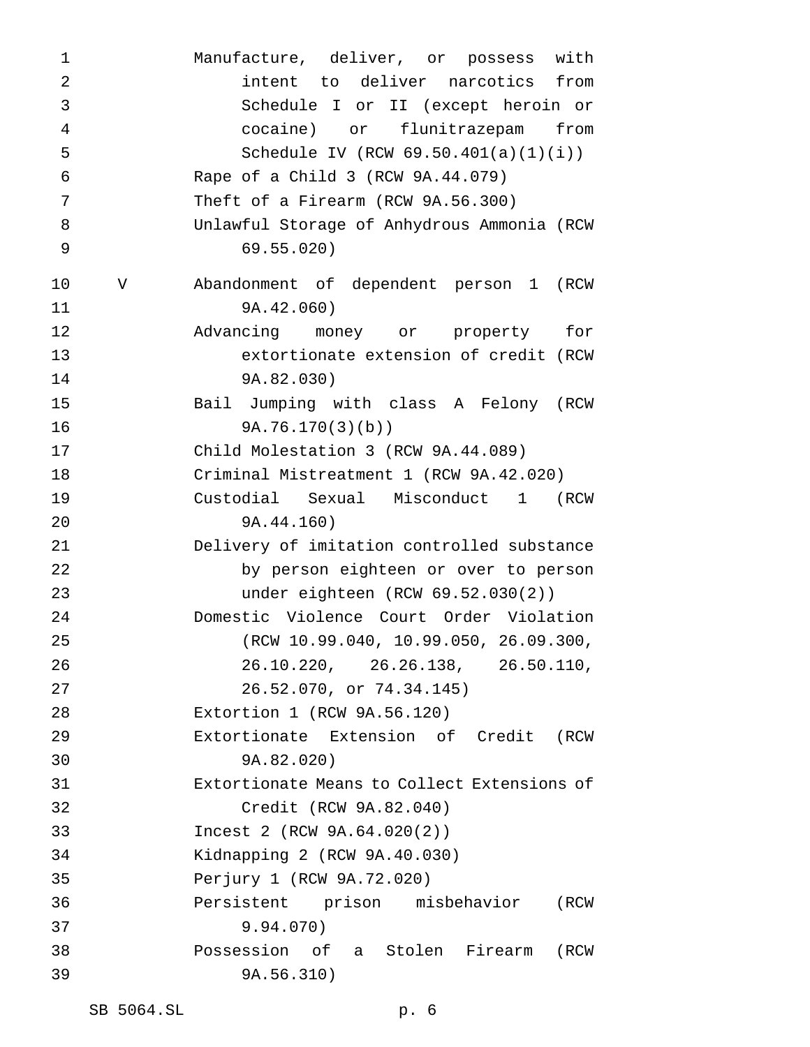Manufacture, deliver, or possess with intent to deliver narcotics from Schedule I or II (except heroin or cocaine) or flunitrazepam from Schedule IV (RCW 69.50.401(a)(1)(i))

Rape of a Child 3 (RCW 9A.44.079)

Theft of a Firearm (RCW 9A.56.300)

Unlawful Storage of Anhydrous Ammonia (RCW 69.55.020)

V

Abandonment of dependent person 1 (RCW 9A.42.060)

Advancing money or property for extortionate extension of credit (RCW 9A.82.030)

Bail Jumping with class A Felony (RCW 9A.76.170(3)(b))

Child Molestation 3 (RCW 9A.44.089)

Criminal Mistreatment 1 (RCW 9A.42.020)

Custodial Sexual Misconduct 1 (RCW 9A.44.160)

Delivery of imitation controlled substance by person eighteen or over to person under eighteen (RCW 69.52.030(2))

Domestic Violence Court Order Violation (RCW 10.99.040, 10.99.050, 26.09.300, 26.10.220, 26.26.138, 26.50.110, 26.52.070, or 74.34.145)

Extortion 1 (RCW 9A.56.120)

Extortionate Extension of Credit (RCW 9A.82.020)

Extortionate Means to Collect Extensions of Credit (RCW 9A.82.040)

Incest 2 (RCW 9A.64.020(2))

Kidnapping 2 (RCW 9A.40.030)

Perjury 1 (RCW 9A.72.020)

Persistent prison misbehavior (RCW 9.94.070)

Possession of a Stolen Firearm (RCW 9A.56.310)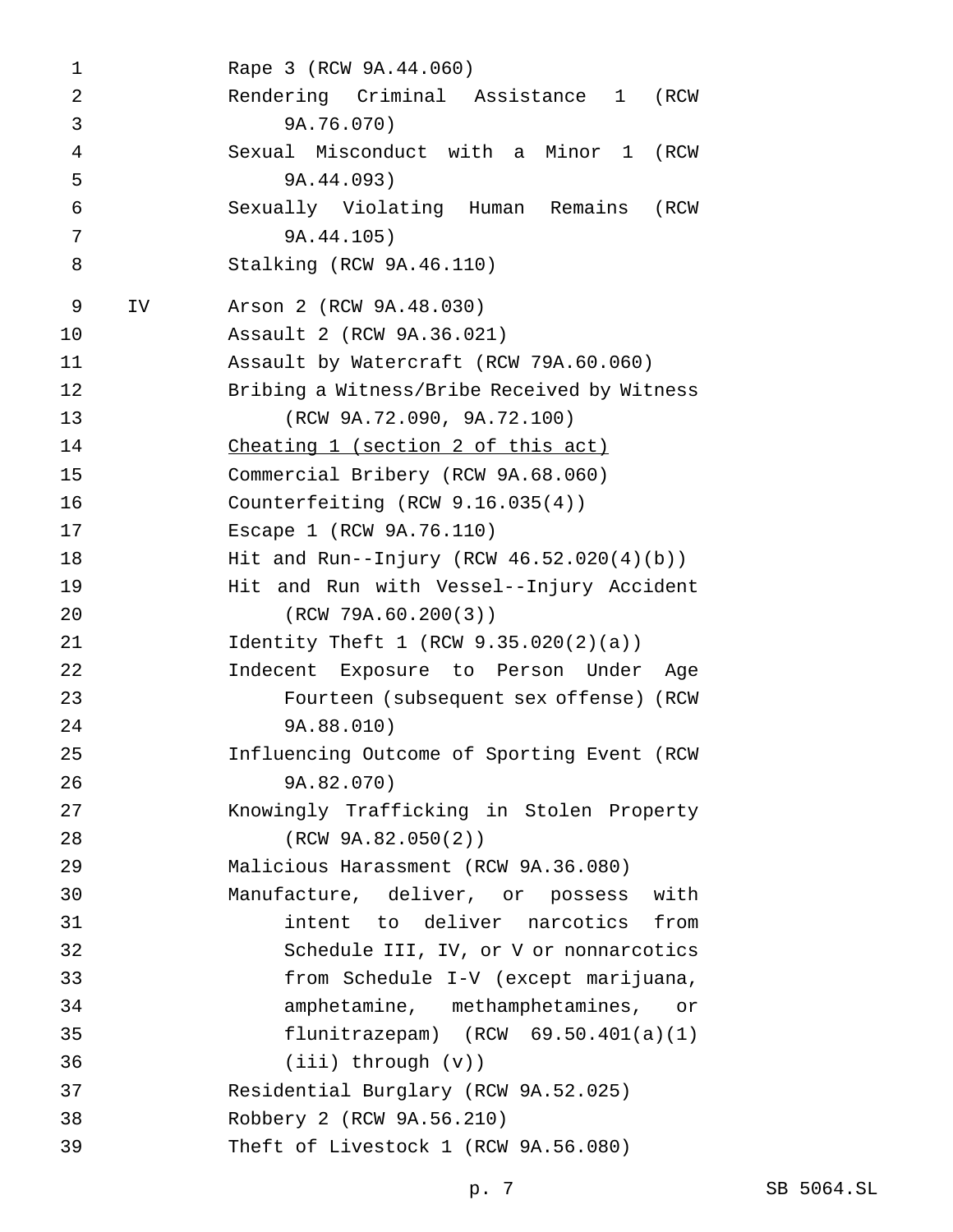| | |
|---|---|
| | Rape 3 (RCW 9A.44.060) |
| | Rendering Criminal Assistance 1 (RCW 9A.76.070) |
| | Sexual Misconduct with a Minor 1 (RCW 9A.44.093) |
| | Sexually Violating Human Remains (RCW 9A.44.105) |
| | Stalking (RCW 9A.46.110) |
| IV | Arson 2 (RCW 9A.48.030) |
| | Assault 2 (RCW 9A.36.021) |
| | Assault by Watercraft (RCW 79A.60.060) |
| | Bribing a Witness/Bribe Received by Witness (RCW 9A.72.090, 9A.72.100) |
| | <u>Cheating 1 (section 2 of this act)</u> |
| | Commercial Bribery (RCW 9A.68.060) |
| | Counterfeiting (RCW 9.16.035(4)) |
| | Escape 1 (RCW 9A.76.110) |
| | Hit and Run--Injury (RCW 46.52.020(4)(b)) |
| | Hit and Run with Vessel--Injury Accident (RCW 79A.60.200(3)) |
| | Identity Theft 1 (RCW 9.35.020(2)(a)) |
| | Indecent Exposure to Person Under Age Fourteen (subsequent sex offense) (RCW 9A.88.010) |
| | Influencing Outcome of Sporting Event (RCW 9A.82.070) |
| | Knowingly Trafficking in Stolen Property (RCW 9A.82.050(2)) |
| | Malicious Harassment (RCW 9A.36.080) |
| | Manufacture, deliver, or possess with intent to deliver narcotics from Schedule III, IV, or V or nonnarcotics from Schedule I-V (except marijuana, amphetamine, methamphetamines, or flunitrazepam) (RCW 69.50.401(a)(1)(iii) through (v)) |
| | Residential Burglary (RCW 9A.52.025) |
| | Robbery 2 (RCW 9A.56.210) |
| | Theft of Livestock 1 (RCW 9A.56.080) |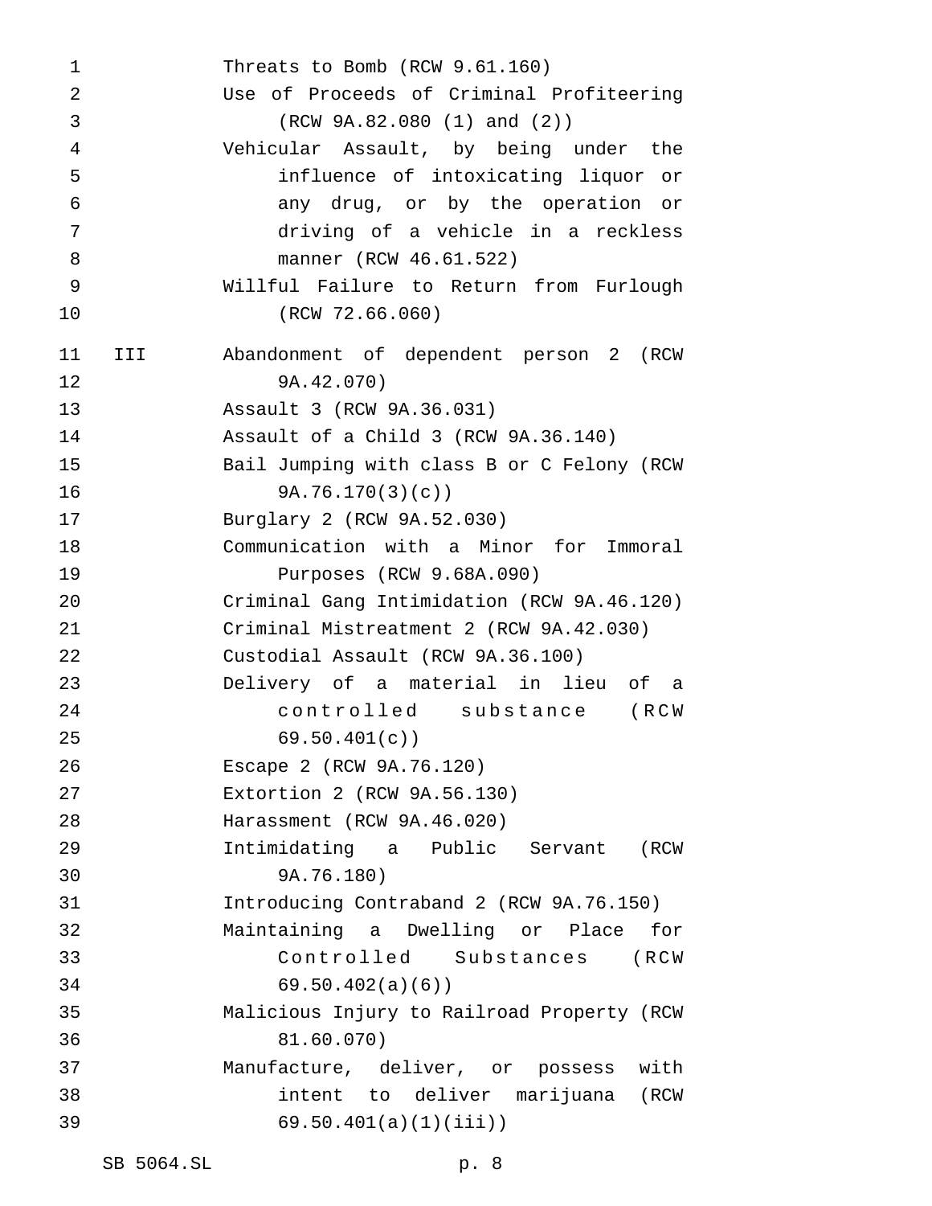| | |
|---|---|
| | Threats to Bomb (RCW 9.61.160) |
| | Use of Proceeds of Criminal Profiteering (RCW 9A.82.080 (1) and (2)) |
| | Vehicular Assault, by being under the influence of intoxicating liquor or any drug, or by the operation or driving of a vehicle in a reckless manner (RCW 46.61.522) |
| | Willful Failure to Return from Furlough (RCW 72.66.060) |
| III | Abandonment of dependent person 2 (RCW 9A.42.070) |
| | Assault 3 (RCW 9A.36.031) |
| | Assault of a Child 3 (RCW 9A.36.140) |
| | Bail Jumping with class B or C Felony (RCW 9A.76.170(3)(c)) |
| | Burglary 2 (RCW 9A.52.030) |
| | Communication with a Minor for Immoral Purposes (RCW 9.68A.090) |
| | Criminal Gang Intimidation (RCW 9A.46.120) |
| | Criminal Mistreatment 2 (RCW 9A.42.030) |
| | Custodial Assault (RCW 9A.36.100) |
| | Delivery of a material in lieu of a controlled substance (RCW 69.50.401(c)) |
| | Escape 2 (RCW 9A.76.120) |
| | Extortion 2 (RCW 9A.56.130) |
| | Harassment (RCW 9A.46.020) |
| | Intimidating a Public Servant (RCW 9A.76.180) |
| | Introducing Contraband 2 (RCW 9A.76.150) |
| | Maintaining a Dwelling or Place for Controlled Substances (RCW 69.50.402(a)(6)) |
| | Malicious Injury to Railroad Property (RCW 81.60.070) |
| | Manufacture, deliver, or possess with intent to deliver marijuana (RCW 69.50.401(a)(1)(iii)) |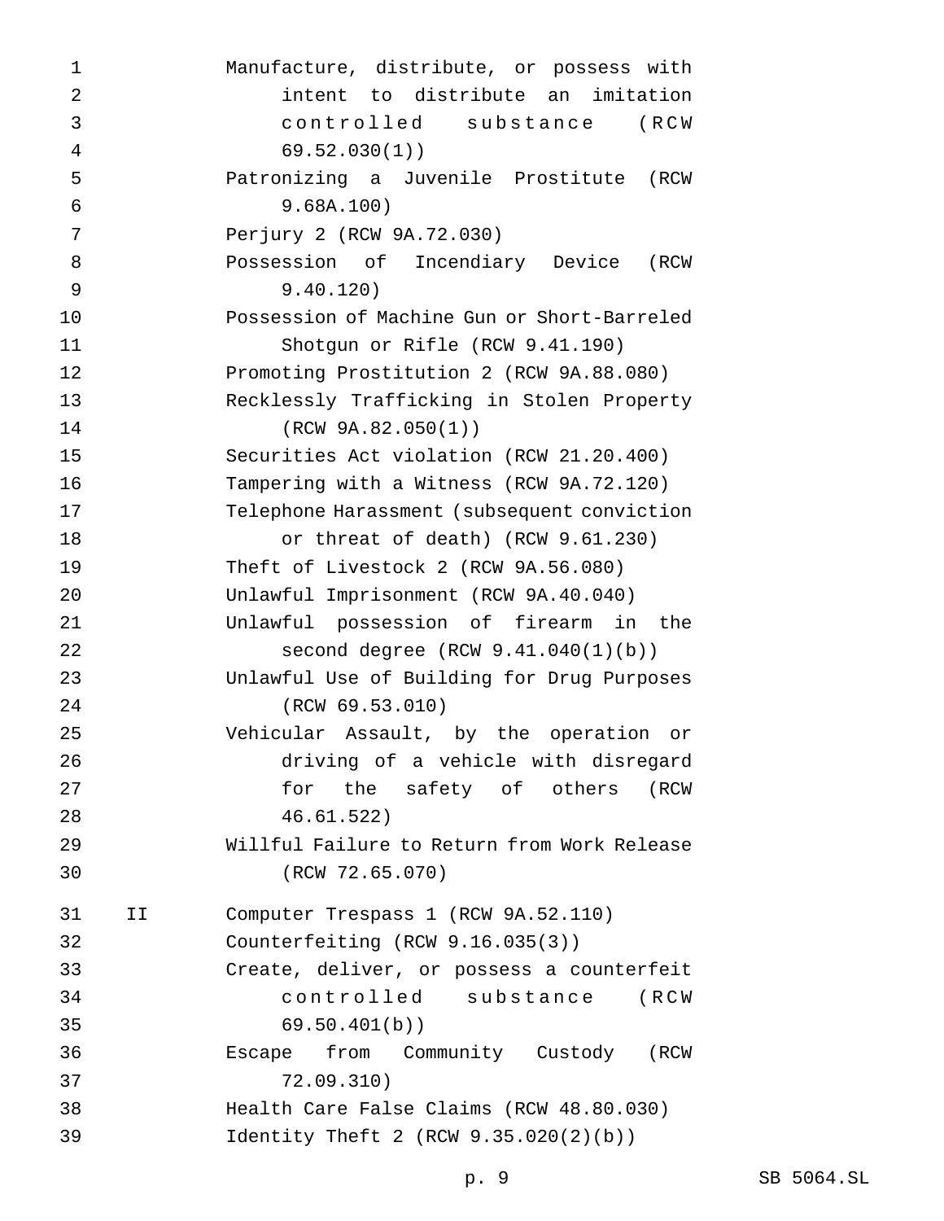| | |
|---|---|
| | Manufacture, distribute, or possess with intent to distribute an imitation controlled substance (RCW 69.52.030(1)) |
| | Patronizing a Juvenile Prostitute (RCW 9.68A.100) |
| | Perjury 2 (RCW 9A.72.030) |
| | Possession of Incendiary Device (RCW 9.40.120) |
| | Possession of Machine Gun or Short-Barreled Shotgun or Rifle (RCW 9.41.190) |
| | Promoting Prostitution 2 (RCW 9A.88.080) |
| | Recklessly Trafficking in Stolen Property (RCW 9A.82.050(1)) |
| | Securities Act violation (RCW 21.20.400) |
| | Tampering with a Witness (RCW 9A.72.120) |
| | Telephone Harassment (subsequent conviction or threat of death) (RCW 9.61.230) |
| | Theft of Livestock 2 (RCW 9A.56.080) |
| | Unlawful Imprisonment (RCW 9A.40.040) |
| | Unlawful possession of firearm in the second degree (RCW 9.41.040(1)(b)) |
| | Unlawful Use of Building for Drug Purposes (RCW 69.53.010) |
| | Vehicular Assault, by the operation or driving of a vehicle with disregard for the safety of others (RCW 46.61.522) |
| | Willful Failure to Return from Work Release (RCW 72.65.070) |
| II | Computer Trespass 1 (RCW 9A.52.110) |
| | Counterfeiting (RCW 9.16.035(3)) |
| | Create, deliver, or possess a counterfeit controlled substance (RCW 69.50.401(b)) |
| | Escape from Community Custody (RCW 72.09.310) |
| | Health Care False Claims (RCW 48.80.030) |
| | Identity Theft 2 (RCW 9.35.020(2)(b)) |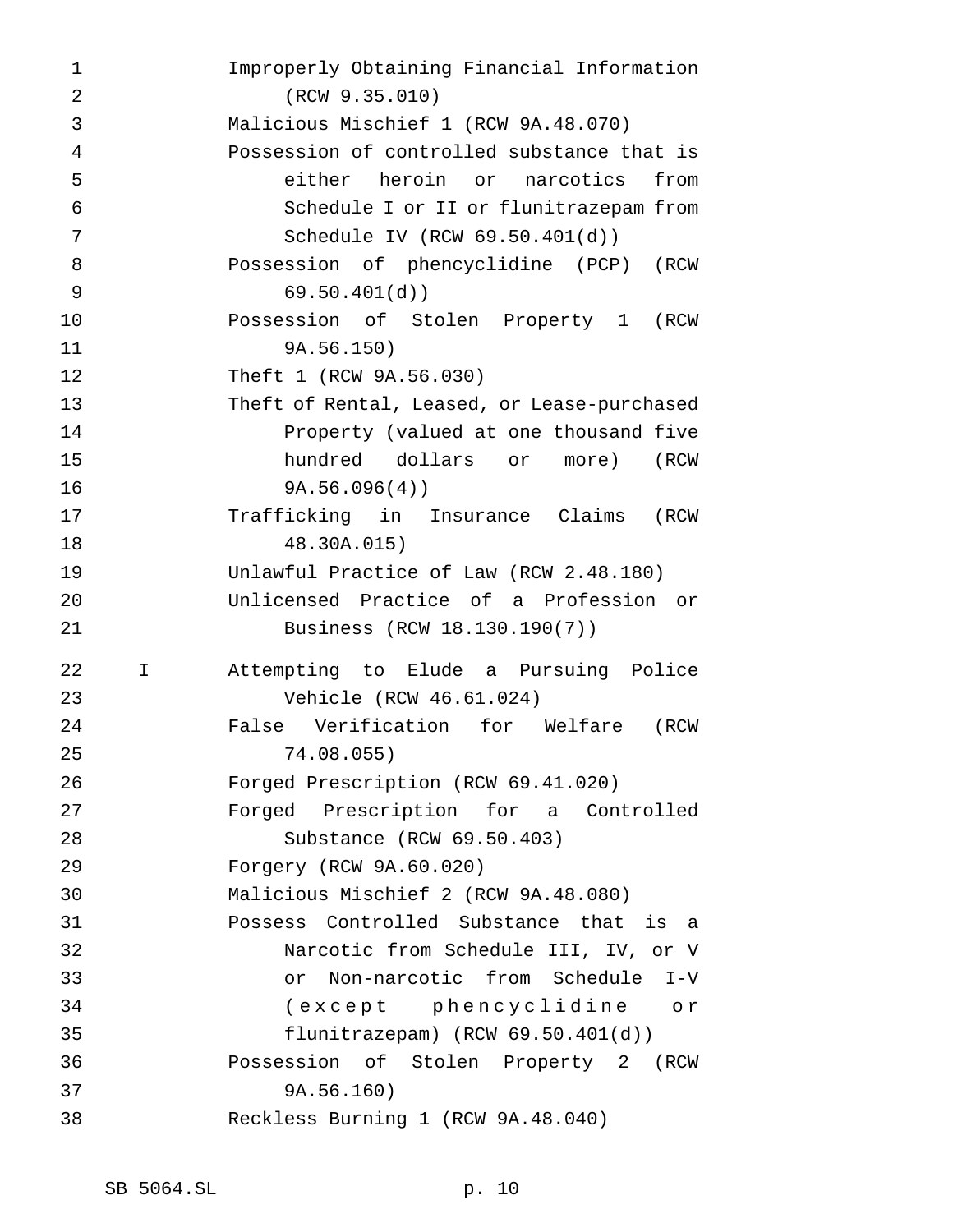Improperly Obtaining Financial Information (RCW 9.35.010)
Malicious Mischief 1 (RCW 9A.48.070)
Possession of controlled substance that is either heroin or narcotics from Schedule I or II or flunitrazepam from Schedule IV (RCW 69.50.401(d))
Possession of phencyclidine (PCP) (RCW 69.50.401(d))
Possession of Stolen Property 1 (RCW 9A.56.150)
Theft 1 (RCW 9A.56.030)
Theft of Rental, Leased, or Lease-purchased Property (valued at one thousand five hundred dollars or more) (RCW 9A.56.096(4))
Trafficking in Insurance Claims (RCW 48.30A.015)
Unlawful Practice of Law (RCW 2.48.180)
Unlicensed Practice of a Profession or Business (RCW 18.130.190(7))

I Attempting to Elude a Pursuing Police Vehicle (RCW 46.61.024)
False Verification for Welfare (RCW 74.08.055)
Forged Prescription (RCW 69.41.020)
Forged Prescription for a Controlled Substance (RCW 69.50.403)
Forgery (RCW 9A.60.020)
Malicious Mischief 2 (RCW 9A.48.080)
Possess Controlled Substance that is a Narcotic from Schedule III, IV, or V or Non-narcotic from Schedule I-V (except phencyclidine or flunitrazepam) (RCW 69.50.401(d))
Possession of Stolen Property 2 (RCW 9A.56.160)
Reckless Burning 1 (RCW 9A.48.040)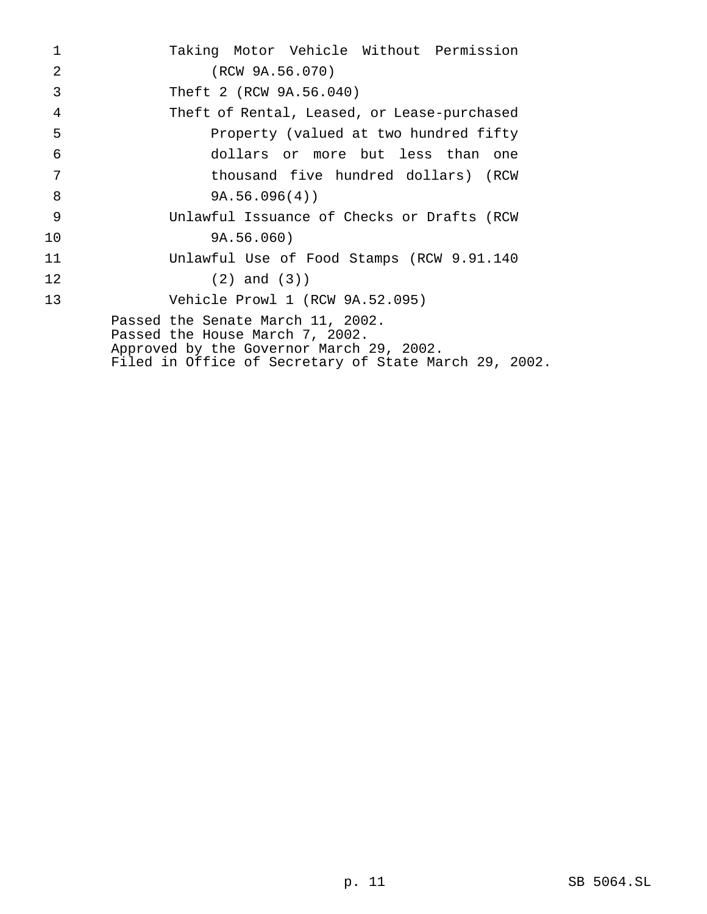Taking Motor Vehicle Without Permission (RCW 9A.56.070)

Theft 2 (RCW 9A.56.040)

Theft of Rental, Leased, or Lease-purchased Property (valued at two hundred fifty dollars or more but less than one thousand five hundred dollars) (RCW 9A.56.096(4))

Unlawful Issuance of Checks or Drafts (RCW 9A.56.060)

Unlawful Use of Food Stamps (RCW 9.91.140 (2) and (3))

Vehicle Prowl 1 (RCW 9A.52.095)

Passed the Senate March 11, 2002.
Passed the House March 7, 2002.
Approved by the Governor March 29, 2002.
Filed in Office of Secretary of State March 29, 2002.